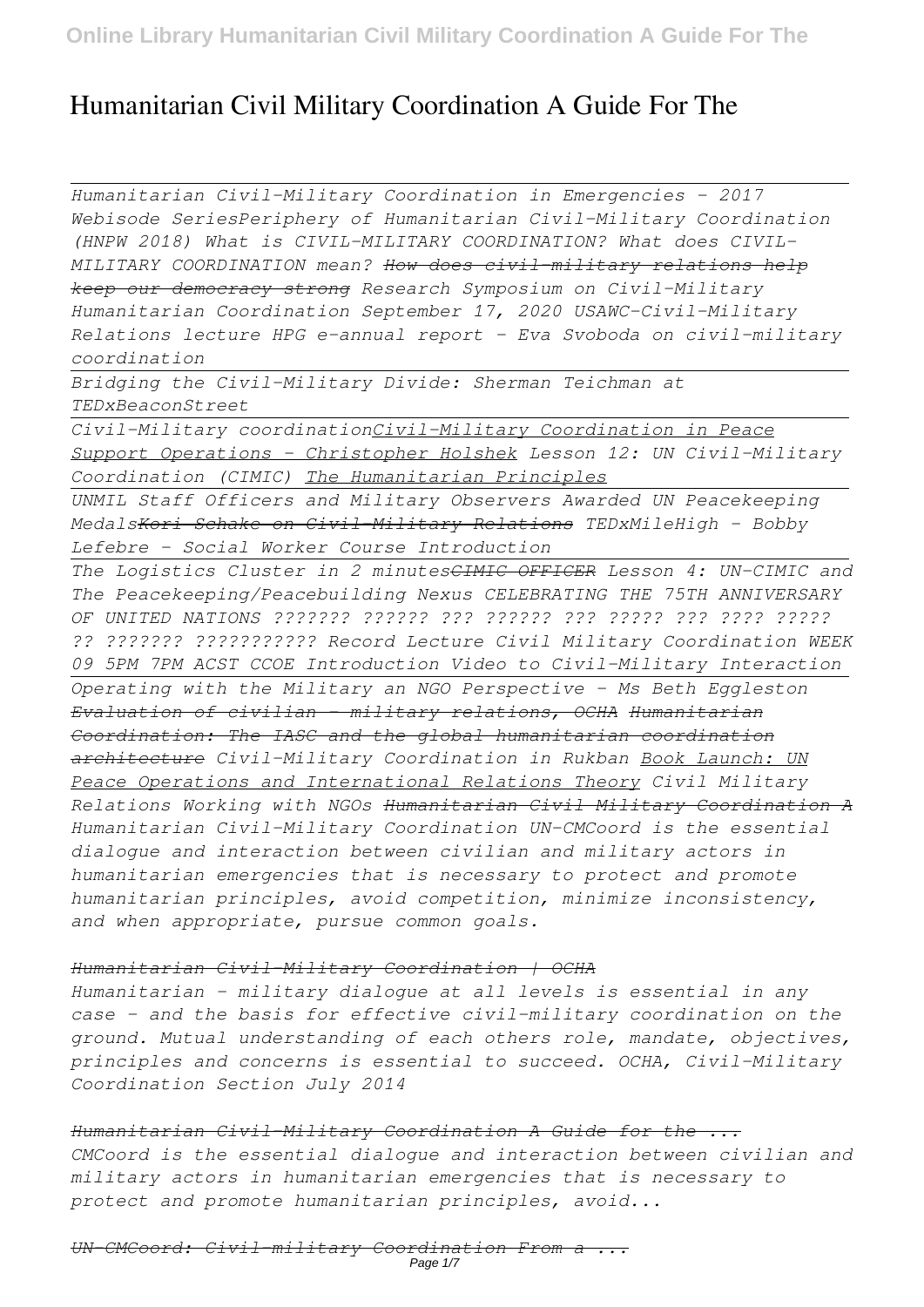# Humanitarian Civil Military Coordination A Guide For The

*Humanitarian Civil-Military Coordination in Emergencies - 2017 Webisode SeriesPeriphery of Humanitarian Civil-Military Coordination (HNPW 2018) What is CIVIL-MILITARY COORDINATION? What does CIVIL-MILITARY COORDINATION mean? ~~How does civil-military relations help keep our democracy strong~~ Research Symposium on Civil-Military Humanitarian Coordination September 17, 2020 USAWC-Civil-Military Relations lecture HPG e-annual report - Eva Svoboda on civil-military coordination*

*Bridging the Civil-Military Divide: Sherman Teichman at TEDxBeaconStreet*

*Civil-Military coordination*<u>*Civil-Military Coordination in Peace Support Operations - Christopher Holshek*</u> *Lesson 12: UN Civil-Military Coordination (CIMIC)* <u>*The Humanitarian Principles*</u>

*UNMIL Staff Officers and Military Observers Awarded UN Peacekeeping Medals*~~*Kori Schake on Civil-Military Relations*~~ *TEDxMileHigh - Bobby Lefebre - Social Worker Course Introduction*

*The Logistics Cluster in 2 minutes*~~*CIMIC OFFICER*~~ *Lesson 4: UN-CIMIC and The Peacekeeping/Peacebuilding Nexus CELEBRATING THE 75TH ANNIVERSARY OF UNITED NATIONS ??????? ?????? ??? ?????? ??? ????? ??? ???? ????? ?? ??????? ??????????? Record Lecture Civil Military Coordination WEEK 09 5PM 7PM ACST CCOE Introduction Video to Civil-Military Interaction*

*Operating with the Military an NGO Perspective - Ms Beth Eggleston* ~~*Evaluation of civilian - military relations, OCHA*~~ ~~*Humanitarian Coordination: The IASC and the global humanitarian coordination architecture*~~ *Civil-Military Coordination in Rukban* <u>*Book Launch: UN Peace Operations and International Relations Theory*</u> *Civil Military Relations Working with NGOs* ~~*Humanitarian Civil Military Coordination A*~~

*Humanitarian Civil-Military Coordination UN-CMCoord is the essential dialogue and interaction between civilian and military actors in humanitarian emergencies that is necessary to protect and promote humanitarian principles, avoid competition, minimize inconsistency, and when appropriate, pursue common goals.*

~~*Humanitarian Civil-Military Coordination | OCHA*~~

*Humanitarian – military dialogue at all levels is essential in any case – and the basis for effective civil-military coordination on the ground. Mutual understanding of each others role, mandate, objectives, principles and concerns is essential to succeed. OCHA, Civil-Military Coordination Section July 2014*

~~*Humanitarian Civil-Military Coordination A Guide for the ...*~~

*CMCoord is the essential dialogue and interaction between civilian and military actors in humanitarian emergencies that is necessary to protect and promote humanitarian principles, avoid...*

~~*UN-CMCoord: Civil-military Coordination From a ...*~~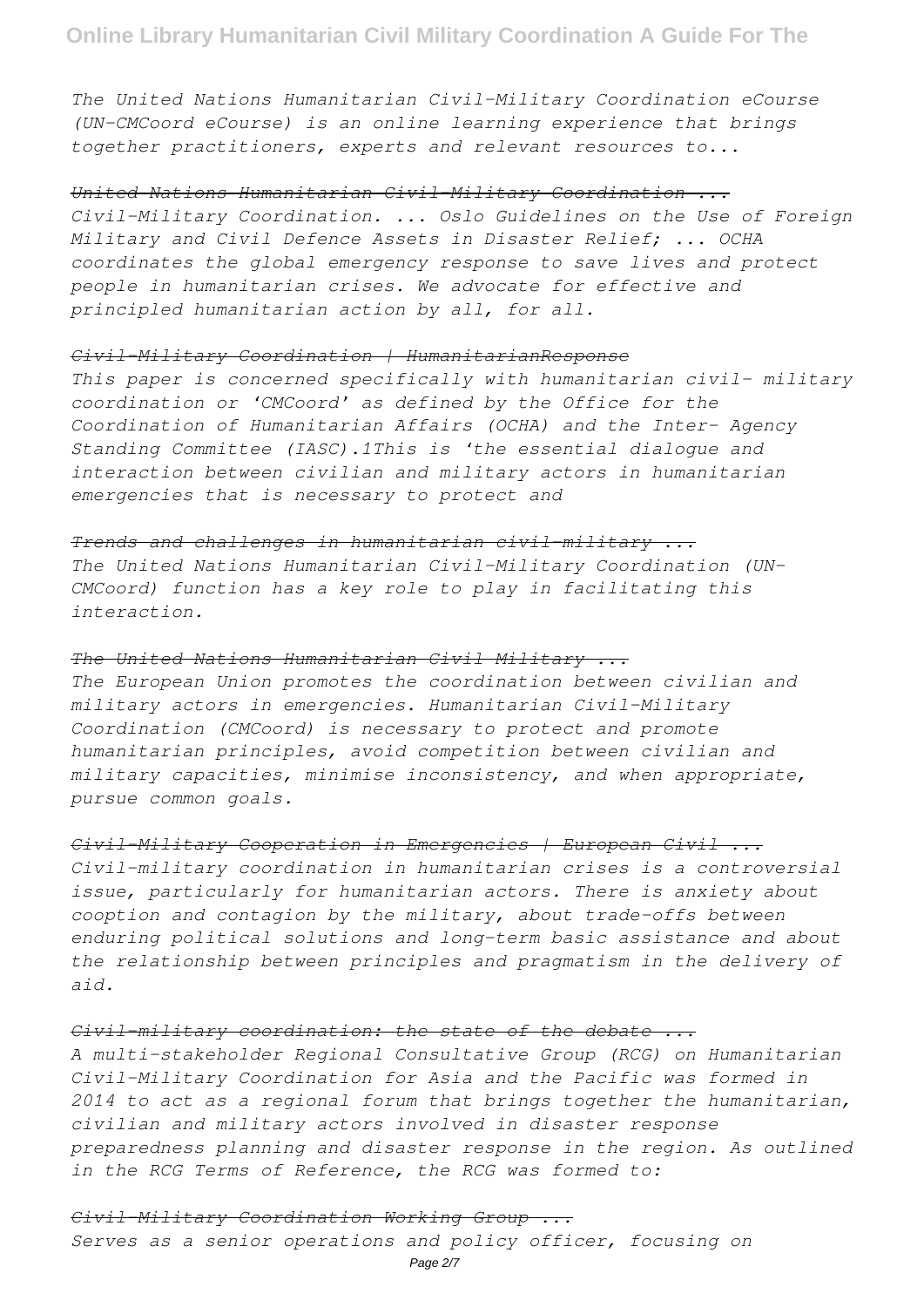*The United Nations Humanitarian Civil-Military Coordination eCourse (UN-CMCoord eCourse) is an online learning experience that brings together practitioners, experts and relevant resources to...*

~~*United Nations Humanitarian Civil-Military Coordination ...*~~

*Civil-Military Coordination. ... Oslo Guidelines on the Use of Foreign Military and Civil Defence Assets in Disaster Relief; ... OCHA coordinates the global emergency response to save lives and protect people in humanitarian crises. We advocate for effective and principled humanitarian action by all, for all.*

~~*Civil-Military Coordination | HumanitarianResponse*~~

*This paper is concerned specifically with humanitarian civil- military coordination or 'CMCoord' as defined by the Office for the Coordination of Humanitarian Affairs (OCHA) and the Inter- Agency Standing Committee (IASC).1This is 'the essential dialogue and interaction between civilian and military actors in humanitarian emergencies that is necessary to protect and*

~~*Trends and challenges in humanitarian civil-military ...*~~

*The United Nations Humanitarian Civil-Military Coordination (UN-CMCoord) function has a key role to play in facilitating this interaction.*

~~*The United Nations Humanitarian Civil Military ...*~~

*The European Union promotes the coordination between civilian and military actors in emergencies. Humanitarian Civil-Military Coordination (CMCoord) is necessary to protect and promote humanitarian principles, avoid competition between civilian and military capacities, minimise inconsistency, and when appropriate, pursue common goals.*

~~*Civil-Military Cooperation in Emergencies | European Civil ...*~~

*Civil-military coordination in humanitarian crises is a controversial issue, particularly for humanitarian actors. There is anxiety about cooption and contagion by the military, about trade-offs between enduring political solutions and long-term basic assistance and about the relationship between principles and pragmatism in the delivery of aid.*

~~*Civil-military coordination: the state of the debate ...*~~

*A multi-stakeholder Regional Consultative Group (RCG) on Humanitarian Civil-Military Coordination for Asia and the Pacific was formed in 2014 to act as a regional forum that brings together the humanitarian, civilian and military actors involved in disaster response preparedness planning and disaster response in the region. As outlined in the RCG Terms of Reference, the RCG was formed to:*

~~*Civil-Military Coordination Working Group ...*~~

*Serves as a senior operations and policy officer, focusing on*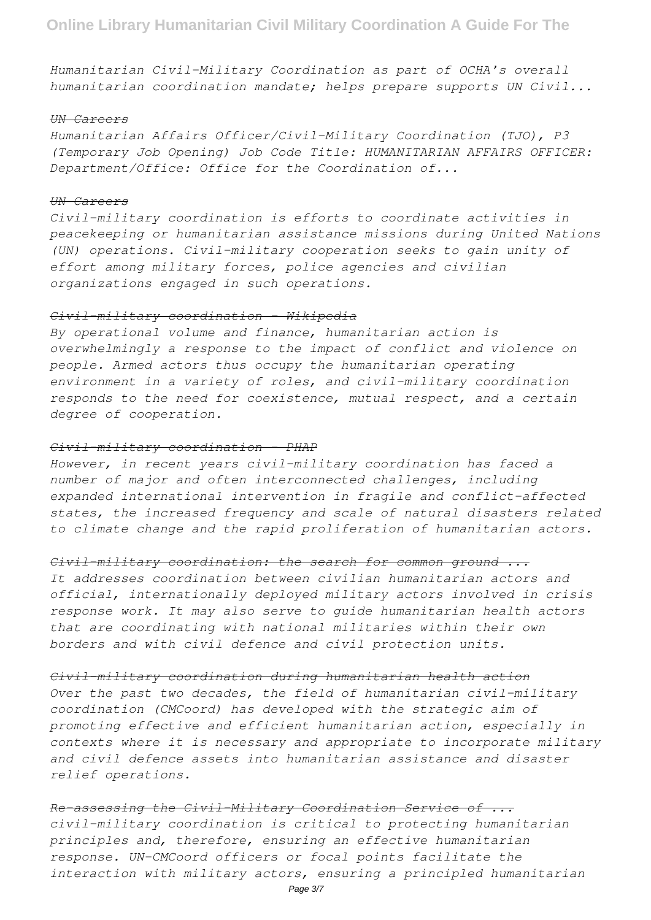*Humanitarian Civil-Military Coordination as part of OCHA's overall humanitarian coordination mandate; helps prepare supports UN Civil...*

~~*UN Careers*~~

*Humanitarian Affairs Officer/Civil-Military Coordination (TJO), P3 (Temporary Job Opening) Job Code Title: HUMANITARIAN AFFAIRS OFFICER: Department/Office: Office for the Coordination of...*

~~*UN Careers*~~

*Civil-military coordination is efforts to coordinate activities in peacekeeping or humanitarian assistance missions during United Nations (UN) operations. Civil-military cooperation seeks to gain unity of effort among military forces, police agencies and civilian organizations engaged in such operations.*

~~*Civil-military coordination - Wikipedia*~~

*By operational volume and finance, humanitarian action is overwhelmingly a response to the impact of conflict and violence on people. Armed actors thus occupy the humanitarian operating environment in a variety of roles, and civil-military coordination responds to the need for coexistence, mutual respect, and a certain degree of cooperation.*

~~*Civil-military coordination - PHAP*~~

*However, in recent years civil-military coordination has faced a number of major and often interconnected challenges, including expanded international intervention in fragile and conflict-affected states, the increased frequency and scale of natural disasters related to climate change and the rapid proliferation of humanitarian actors.*

~~*Civil-military coordination: the search for common ground ...*~~

*It addresses coordination between civilian humanitarian actors and official, internationally deployed military actors involved in crisis response work. It may also serve to guide humanitarian health actors that are coordinating with national militaries within their own borders and with civil defence and civil protection units.*

~~*Civil-military coordination during humanitarian health action*~~

*Over the past two decades, the field of humanitarian civil-military coordination (CMCoord) has developed with the strategic aim of promoting effective and efficient humanitarian action, especially in contexts where it is necessary and appropriate to incorporate military and civil defence assets into humanitarian assistance and disaster relief operations.*

~~*Re-assessing the Civil-Military Coordination Service of ...*~~

*civil-military coordination is critical to protecting humanitarian principles and, therefore, ensuring an effective humanitarian response. UN-CMCoord officers or focal points facilitate the interaction with military actors, ensuring a principled humanitarian*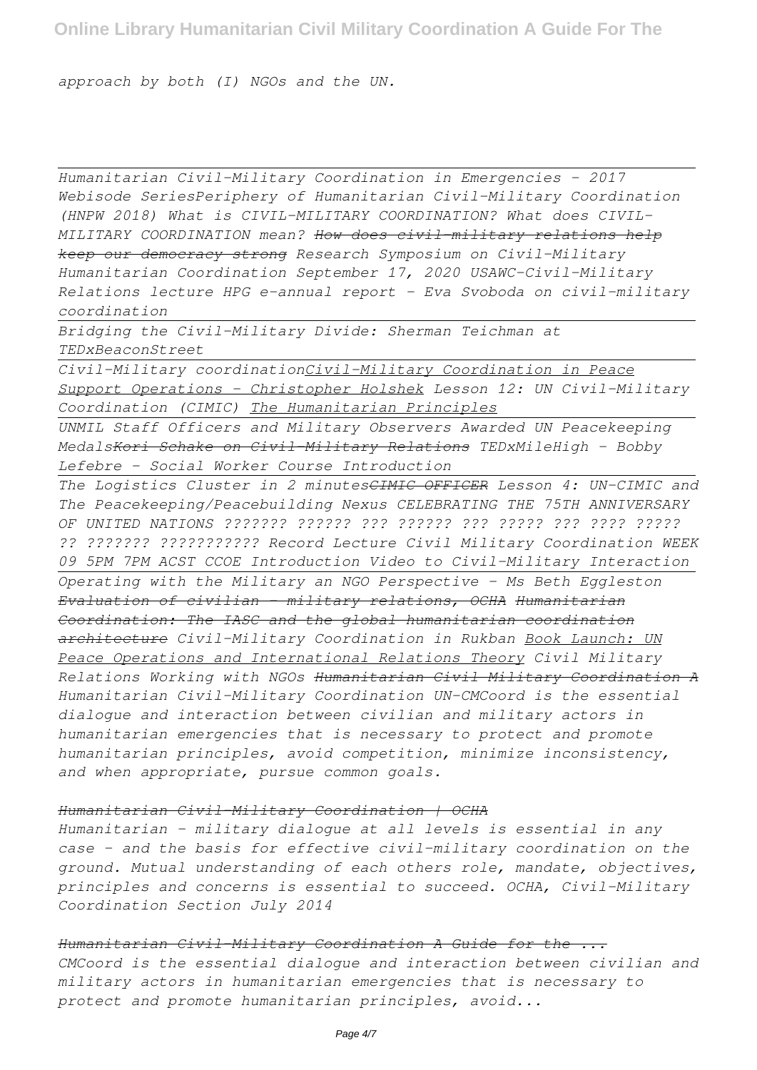*approach by both (I) NGOs and the UN.*

---

*Humanitarian Civil-Military Coordination in Emergencies - 2017 Webisode SeriesPeriphery of Humanitarian Civil-Military Coordination (HNPW 2018) What is CIVIL-MILITARY COORDINATION? What does CIVIL-MILITARY COORDINATION mean? ~~How does civil-military relations help keep our democracy strong~~ Research Symposium on Civil-Military Humanitarian Coordination September 17, 2020 USAWC-Civil-Military Relations lecture HPG e-annual report - Eva Svoboda on civil-military coordination*

---

*Bridging the Civil-Military Divide: Sherman Teichman at TEDxBeaconStreet*

---

*Civil-Military coordinationCivil-Military Coordination in Peace Support Operations - Christopher Holshek Lesson 12: UN Civil-Military Coordination (CIMIC) The Humanitarian Principles*

---

*UNMIL Staff Officers and Military Observers Awarded UN Peacekeeping Medals~~Kori Schake on Civil-Military Relations~~ TEDxMileHigh - Bobby Lefebre - Social Worker Course Introduction*

---

*The Logistics Cluster in 2 minutes~~CIMIC OFFICER~~ Lesson 4: UN-CIMIC and The Peacekeeping/Peacebuilding Nexus CELEBRATING THE 75TH ANNIVERSARY OF UNITED NATIONS ??????? ?????? ??? ?????? ??? ????? ??? ???? ????? ?? ??????? ??????????? Record Lecture Civil Military Coordination WEEK 09 5PM 7PM ACST CCOE Introduction Video to Civil-Military Interaction*

---

*Operating with the Military an NGO Perspective - Ms Beth Eggleston ~~Evaluation of civilian - military relations, OCHA~~ ~~Humanitarian Coordination: The IASC and the global humanitarian coordination architecture~~ Civil-Military Coordination in Rukban Book Launch: UN Peace Operations and International Relations Theory Civil Military Relations Working with NGOs ~~Humanitarian Civil Military Coordination A~~ Humanitarian Civil-Military Coordination UN-CMCoord is the essential dialogue and interaction between civilian and military actors in humanitarian emergencies that is necessary to protect and promote humanitarian principles, avoid competition, minimize inconsistency, and when appropriate, pursue common goals.*

~~*Humanitarian Civil-Military Coordination | OCHA*~~

*Humanitarian – military dialogue at all levels is essential in any case – and the basis for effective civil-military coordination on the ground. Mutual understanding of each others role, mandate, objectives, principles and concerns is essential to succeed. OCHA, Civil-Military Coordination Section July 2014*

~~*Humanitarian Civil-Military Coordination A Guide for the ...*~~

*CMCoord is the essential dialogue and interaction between civilian and military actors in humanitarian emergencies that is necessary to protect and promote humanitarian principles, avoid...*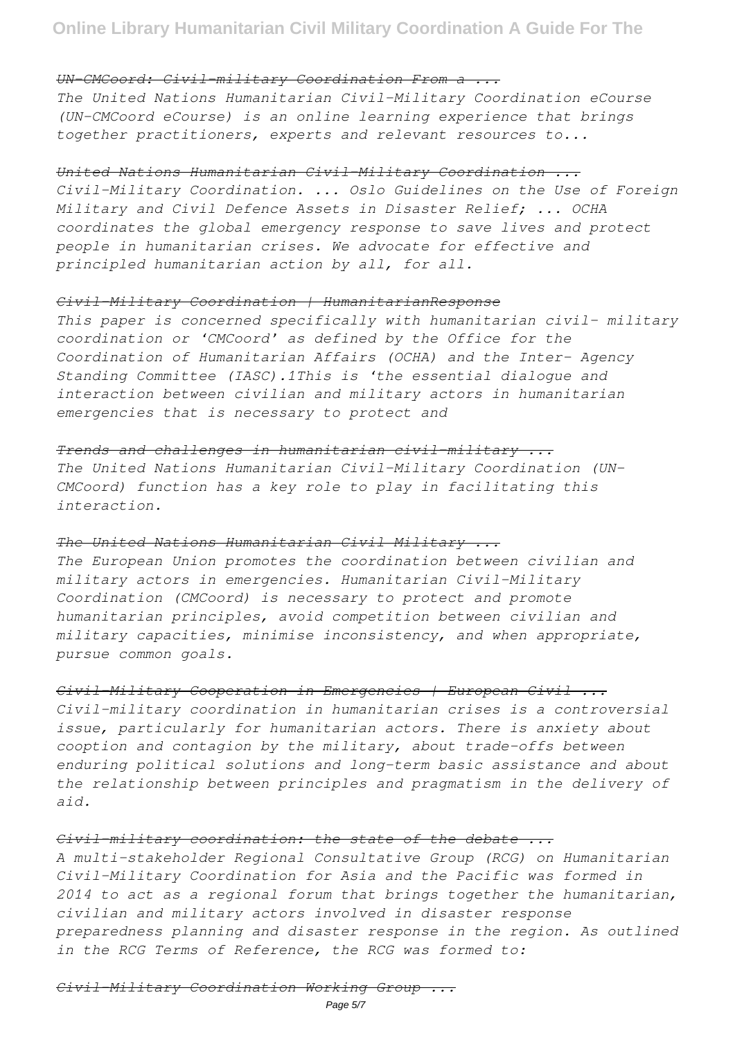~~*UN-CMCoord: Civil-military Coordination From a ...*~~

*The United Nations Humanitarian Civil-Military Coordination eCourse (UN-CMCoord eCourse) is an online learning experience that brings together practitioners, experts and relevant resources to...*

~~*United Nations Humanitarian Civil-Military Coordination ...*~~

*Civil-Military Coordination. ... Oslo Guidelines on the Use of Foreign Military and Civil Defence Assets in Disaster Relief; ... OCHA coordinates the global emergency response to save lives and protect people in humanitarian crises. We advocate for effective and principled humanitarian action by all, for all.*

~~*Civil-Military Coordination | HumanitarianResponse*~~

*This paper is concerned specifically with humanitarian civil- military coordination or 'CMCoord' as defined by the Office for the Coordination of Humanitarian Affairs (OCHA) and the Inter- Agency Standing Committee (IASC).1This is 'the essential dialogue and interaction between civilian and military actors in humanitarian emergencies that is necessary to protect and*

~~*Trends and challenges in humanitarian civil-military ...*~~

*The United Nations Humanitarian Civil-Military Coordination (UN-CMCoord) function has a key role to play in facilitating this interaction.*

~~*The United Nations Humanitarian Civil Military ...*~~

*The European Union promotes the coordination between civilian and military actors in emergencies. Humanitarian Civil-Military Coordination (CMCoord) is necessary to protect and promote humanitarian principles, avoid competition between civilian and military capacities, minimise inconsistency, and when appropriate, pursue common goals.*

~~*Civil-Military Cooperation in Emergencies | European Civil ...*~~

*Civil-military coordination in humanitarian crises is a controversial issue, particularly for humanitarian actors. There is anxiety about cooption and contagion by the military, about trade-offs between enduring political solutions and long-term basic assistance and about the relationship between principles and pragmatism in the delivery of aid.*

~~*Civil-military coordination: the state of the debate ...*~~

*A multi-stakeholder Regional Consultative Group (RCG) on Humanitarian Civil-Military Coordination for Asia and the Pacific was formed in 2014 to act as a regional forum that brings together the humanitarian, civilian and military actors involved in disaster response preparedness planning and disaster response in the region. As outlined in the RCG Terms of Reference, the RCG was formed to:*

~~*Civil-Military Coordination Working Group ...*~~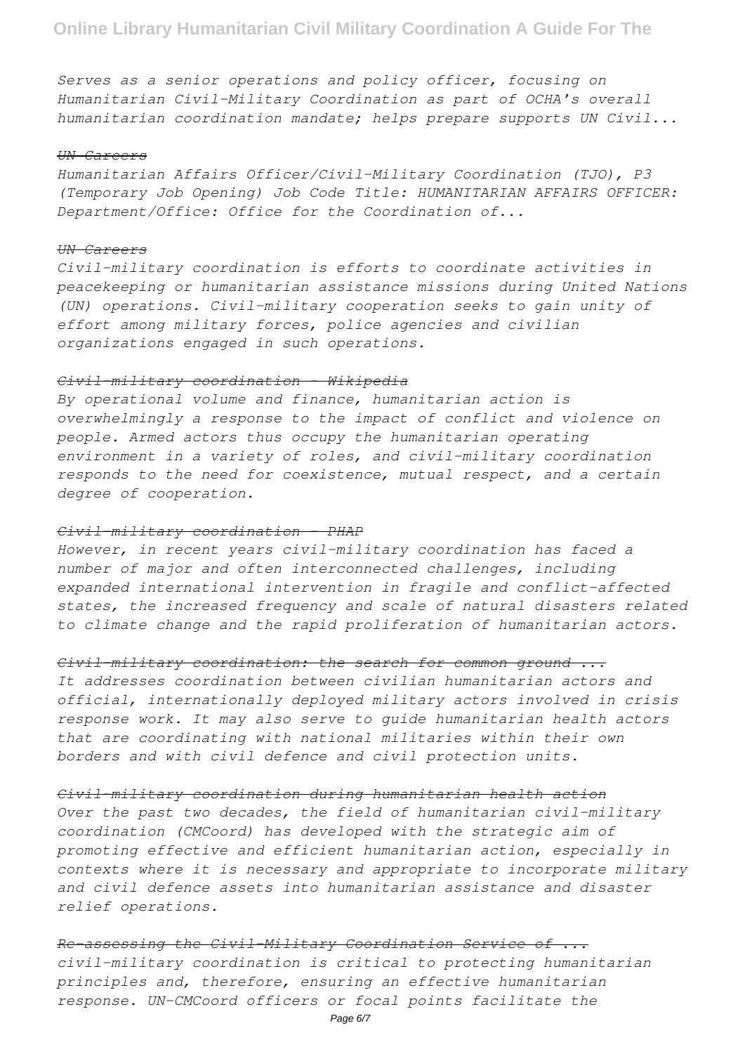*Serves as a senior operations and policy officer, focusing on Humanitarian Civil-Military Coordination as part of OCHA's overall humanitarian coordination mandate; helps prepare supports UN Civil...*

~~*UN Careers*~~

*Humanitarian Affairs Officer/Civil-Military Coordination (TJO), P3 (Temporary Job Opening) Job Code Title: HUMANITARIAN AFFAIRS OFFICER: Department/Office: Office for the Coordination of...*

~~*UN Careers*~~

*Civil-military coordination is efforts to coordinate activities in peacekeeping or humanitarian assistance missions during United Nations (UN) operations. Civil-military cooperation seeks to gain unity of effort among military forces, police agencies and civilian organizations engaged in such operations.*

~~*Civil-military coordination - Wikipedia*~~

*By operational volume and finance, humanitarian action is overwhelmingly a response to the impact of conflict and violence on people. Armed actors thus occupy the humanitarian operating environment in a variety of roles, and civil-military coordination responds to the need for coexistence, mutual respect, and a certain degree of cooperation.*

~~*Civil-military coordination - PHAP*~~

*However, in recent years civil-military coordination has faced a number of major and often interconnected challenges, including expanded international intervention in fragile and conflict-affected states, the increased frequency and scale of natural disasters related to climate change and the rapid proliferation of humanitarian actors.*

~~*Civil-military coordination: the search for common ground ...*~~

*It addresses coordination between civilian humanitarian actors and official, internationally deployed military actors involved in crisis response work. It may also serve to guide humanitarian health actors that are coordinating with national militaries within their own borders and with civil defence and civil protection units.*

~~*Civil-military coordination during humanitarian health action*~~

*Over the past two decades, the field of humanitarian civil-military coordination (CMCoord) has developed with the strategic aim of promoting effective and efficient humanitarian action, especially in contexts where it is necessary and appropriate to incorporate military and civil defence assets into humanitarian assistance and disaster relief operations.*

~~*Re-assessing the Civil-Military Coordination Service of ...*~~

*civil-military coordination is critical to protecting humanitarian principles and, therefore, ensuring an effective humanitarian response. UN-CMCoord officers or focal points facilitate the*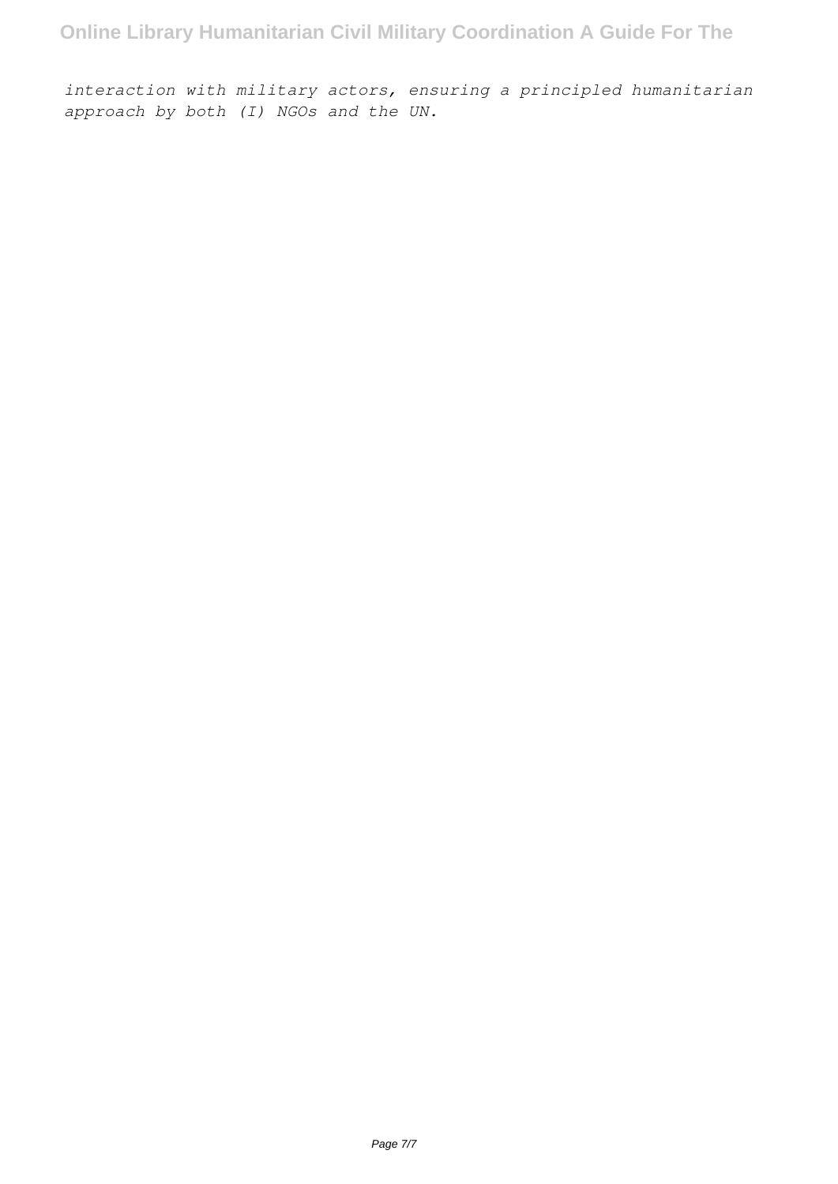*interaction with military actors, ensuring a principled humanitarian approach by both (I) NGOs and the UN.*